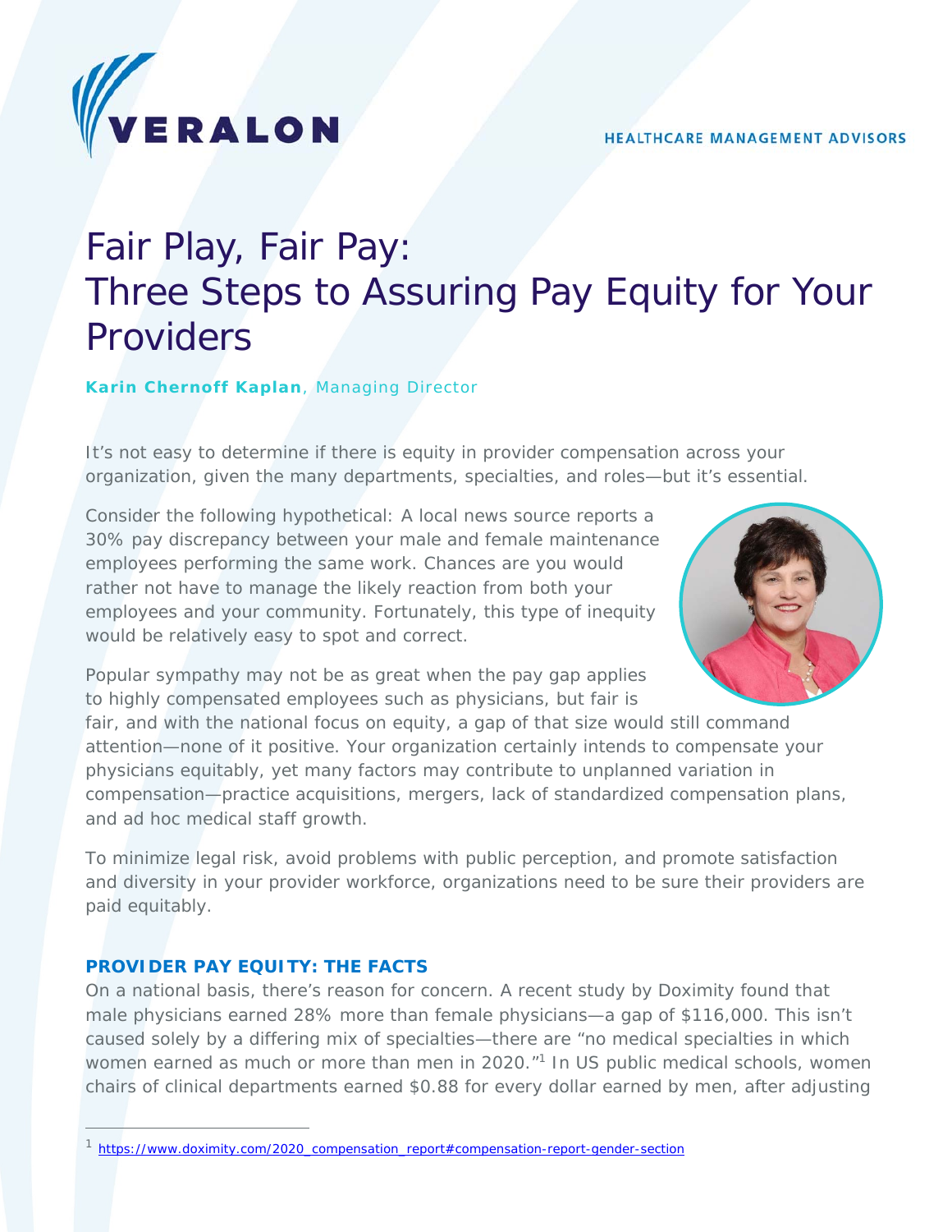VERALON

HEALTHCARE MANAGEMENT ADVISORS

# Fair Play, Fair Pay: Three Steps to Assuring Pay Equity for Your Providers

**Karin Chernoff Kaplan**, Managing Director

It's not easy to determine if there is equity in provider compensation across your organization, given the many departments, specialties, and roles—but it's essential.

Consider the following hypothetical: A local news source reports a 30% pay discrepancy between your male and female maintenance employees performing the same work. Chances are you would rather not have to manage the likely reaction from both your employees and your community. Fortunately, this type of inequity would be relatively easy to spot and correct.

Popular sympathy may not be as great when the pay gap applies to highly compensated employees such as physicians, but fair is fair, and with the national focus on equity, a gap of that size would still command attention—none of it positive. Your organization certainly intends to compensate your physicians equitably, yet many factors may contribute to unplanned variation in compensation—practice acquisitions, mergers, lack of standardized compensation plans, and ad hoc medical staff growth.

To minimize legal risk, avoid problems with public perception, and promote satisfaction and diversity in your provider workforce, organizations need to be sure their providers are paid equitably.

## PROVIDER PAY EQUITY: THE FACTS

On a national basis, there's reason for concern. A recent study by Doximity found that male physicians earned 28% more than female physicians—a gap of $116,000. This isn't caused solely by a differing mix of specialties—there are "no medical specialties in which women earned as much or more than men in 2020."[1] In US public medical schools, women chairs of clinical departments earned $0.88 for every dollar earned by men, after adjusting

[1] https://www.doximity.com/2020_compensation_report#compensation-report-gender-section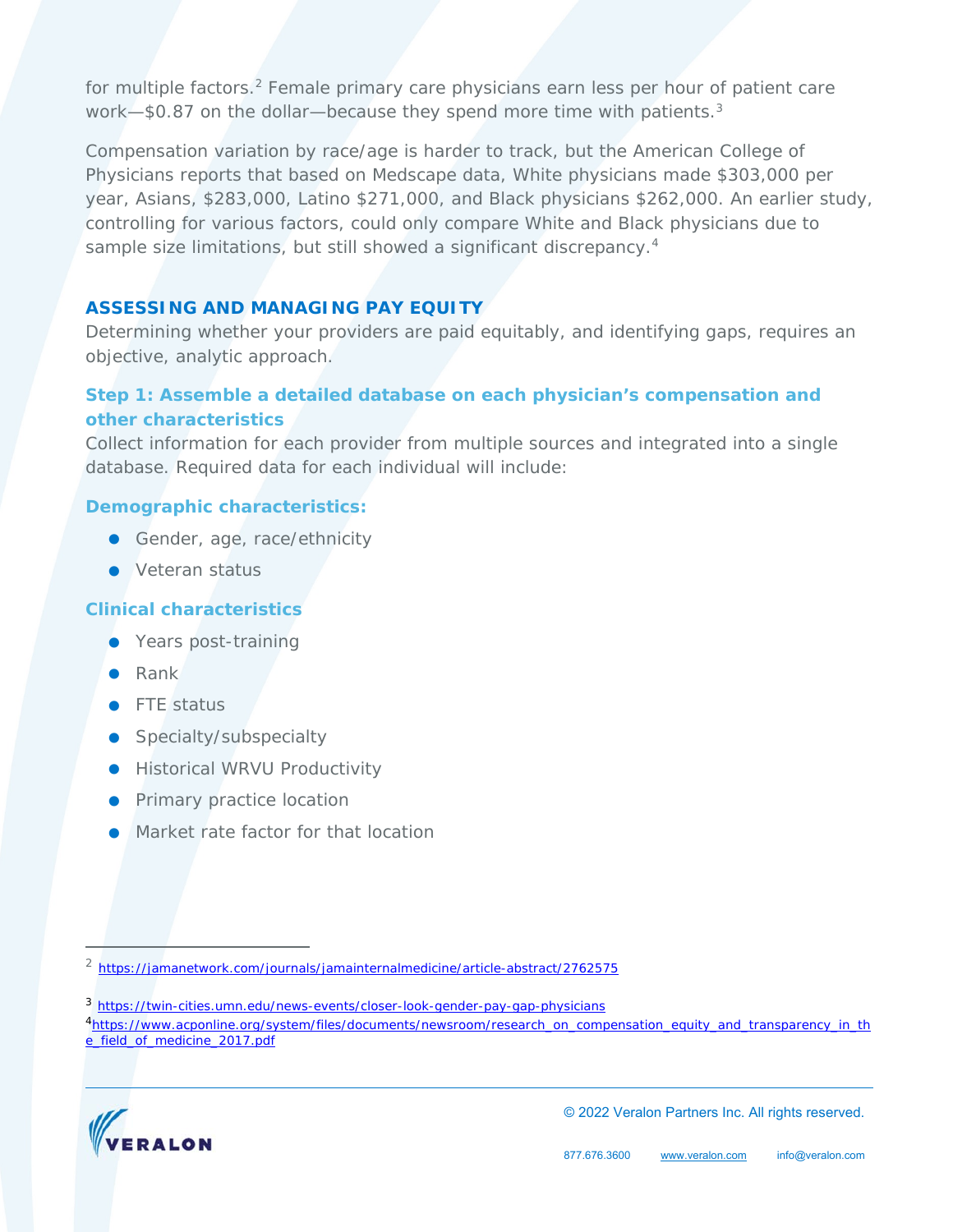for multiple factors.[2] Female primary care physicians earn less per hour of patient care work—$0.87 on the dollar—because they spend more time with patients.[3]

Compensation variation by race/age is harder to track, but the American College of Physicians reports that based on Medscape data, White physicians made $303,000 per year, Asians, $283,000, Latino $271,000, and Black physicians $262,000. An earlier study, controlling for various factors, could only compare White and Black physicians due to sample size limitations, but still showed a significant discrepancy.[4]

## ASSESSING AND MANAGING PAY EQUITY

Determining whether your providers are paid equitably, and identifying gaps, requires an objective, analytic approach.

### Step 1: Assemble a detailed database on each physician's compensation and other characteristics

Collect information for each provider from multiple sources and integrated into a single database. Required data for each individual will include:

#### Demographic characteristics:

- Gender, age, race/ethnicity
- Veteran status

#### Clinical characteristics

- Years post-training
- Rank
- FTE status
- Specialty/subspecialty
- Historical WRVU Productivity
- Primary practice location
- Market rate factor for that location

---

[2] https://jamanetwork.com/journals/jamainternalmedicine/article-abstract/2762575

[3] https://twin-cities.umn.edu/news-events/closer-look-gender-pay-gap-physicians

[4] https://www.acponline.org/system/files/documents/newsroom/research_on_compensation_equity_and_transparency_in_the_field_of_medicine_2017.pdf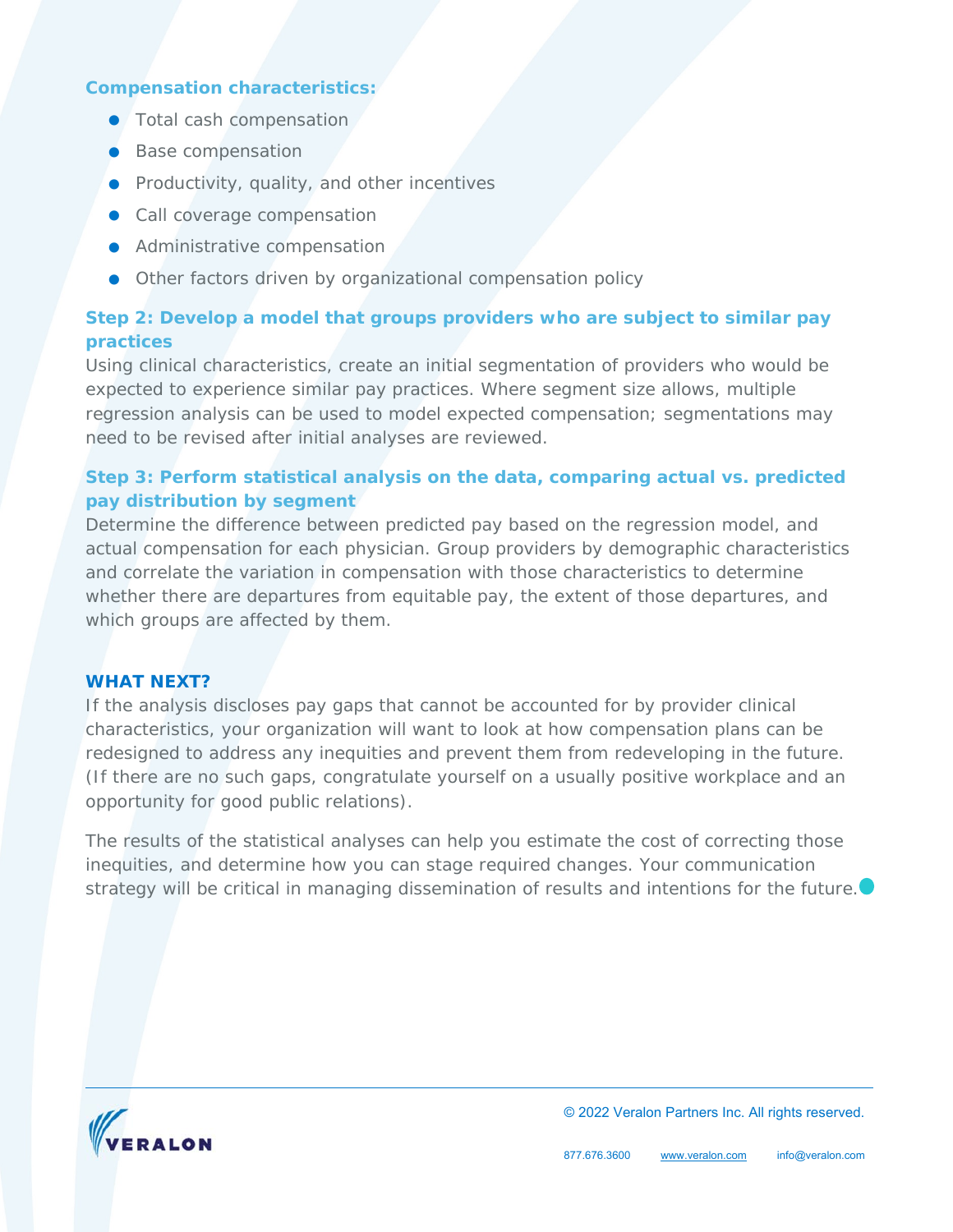**Compensation characteristics:**

- Total cash compensation
- Base compensation
- Productivity, quality, and other incentives
- Call coverage compensation
- Administrative compensation
- Other factors driven by organizational compensation policy

### Step 2: Develop a model that groups providers who are subject to similar pay practices

Using clinical characteristics, create an initial segmentation of providers who would be expected to experience similar pay practices. Where segment size allows, multiple regression analysis can be used to model expected compensation; segmentations may need to be revised after initial analyses are reviewed.

### Step 3: Perform statistical analysis on the data, comparing actual vs. predicted pay distribution by segment

Determine the difference between predicted pay based on the regression model, and actual compensation for each physician. Group providers by demographic characteristics and correlate the variation in compensation with those characteristics to determine whether there are departures from equitable pay, the extent of those departures, and which groups are affected by them.

## WHAT NEXT?

If the analysis discloses pay gaps that cannot be accounted for by provider clinical characteristics, your organization will want to look at how compensation plans can be redesigned to address any inequities and prevent them from redeveloping in the future. (If there are no such gaps, congratulate yourself on a usually positive workplace and an opportunity for good public relations).

The results of the statistical analyses can help you estimate the cost of correcting those inequities, and determine how you can stage required changes. Your communication strategy will be critical in managing dissemination of results and intentions for the future.

VERALON

© 2022 Veralon Partners Inc. All rights reserved.

877.676.3600 www.veralon.com info@veralon.com